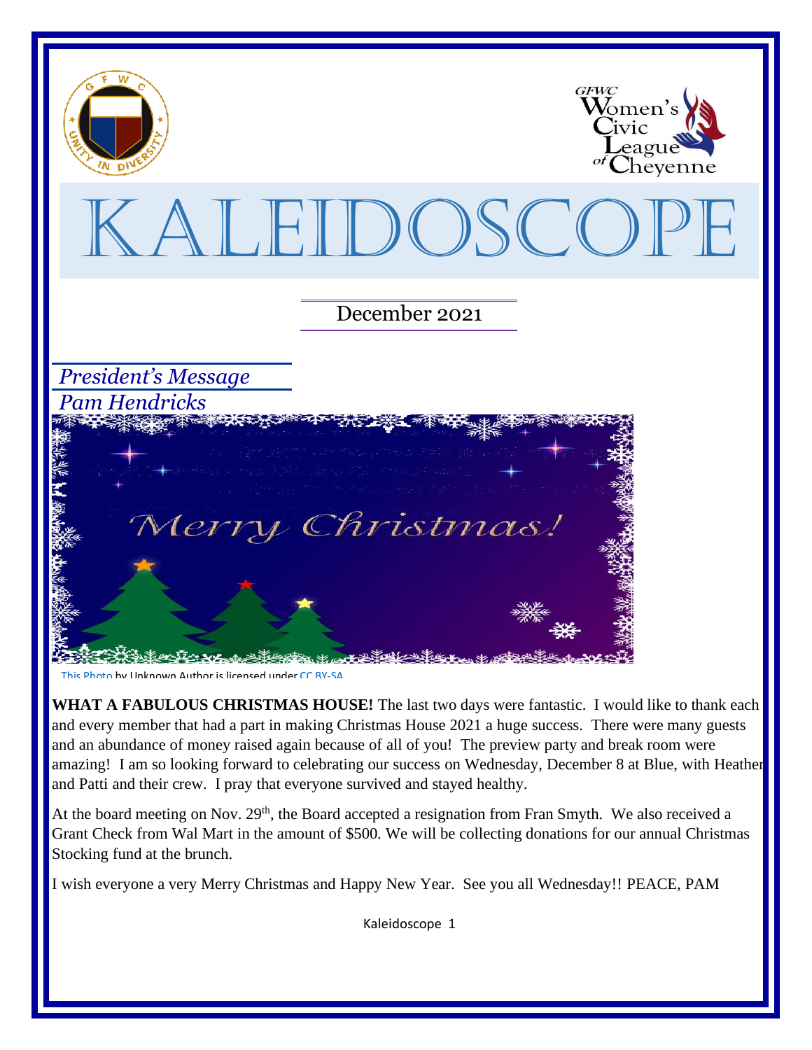GFWC Women's Civic League of Cheyenne

# KALEIDOSCOPE

December 2021

## *President's Message*

*Pam Hendricks*

This Photo by Unknown Author is licensed under CC BY-SA

**WHAT A FABULOUS CHRISTMAS HOUSE!** The last two days were fantastic. I would like to thank each and every member that had a part in making Christmas House 2021 a huge success. There were many guests and an abundance of money raised again because of all of you! The preview party and break room were amazing! I am so looking forward to celebrating our success on Wednesday, December 8 at Blue, with Heather and Patti and their crew. I pray that everyone survived and stayed healthy.

At the board meeting on Nov. 29th, the Board accepted a resignation from Fran Smyth. We also received a Grant Check from Wal Mart in the amount of $500. We will be collecting donations for our annual Christmas Stocking fund at the brunch.

I wish everyone a very Merry Christmas and Happy New Year. See you all Wednesday!! PEACE, PAM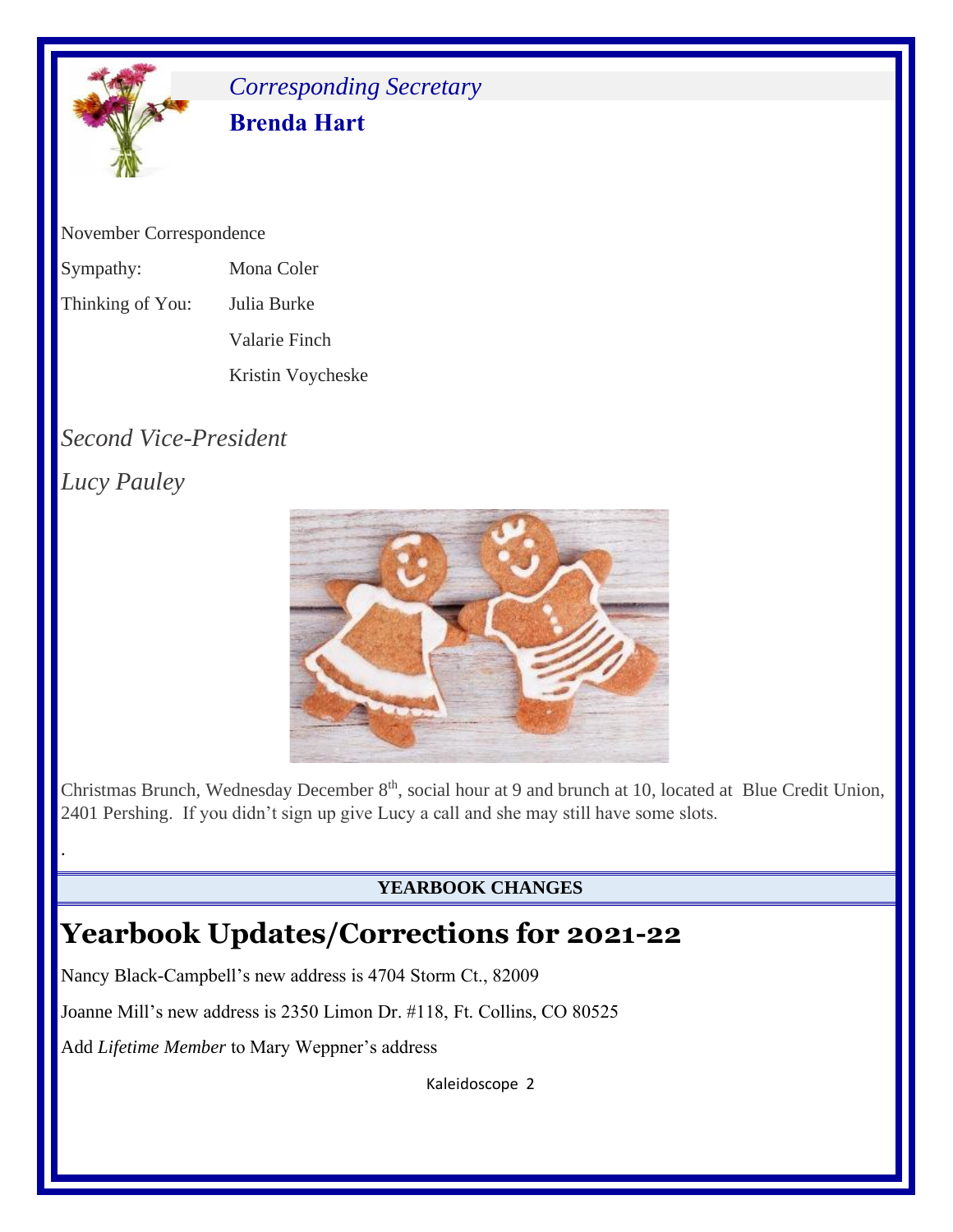## *Corresponding Secretary*

**Brenda Hart**

November Correspondence

| | |
|---|---|
| Sympathy: | Mona Coler |
| Thinking of You: | Julia Burke |
| | Valarie Finch |
| | Kristin Voycheske |

## *Second Vice-President*

*Lucy Pauley*

Christmas Brunch, Wednesday December 8th, social hour at 9 and brunch at 10, located at Blue Credit Union, 2401 Pershing. If you didn't sign up give Lucy a call and she may still have some slots.

.

**YEARBOOK CHANGES**

# Yearbook Updates/Corrections for 2021-22

Nancy Black-Campbell's new address is 4704 Storm Ct., 82009

Joanne Mill's new address is 2350 Limon Dr. #118, Ft. Collins, CO 80525

Add *Lifetime Member* to Mary Weppner's address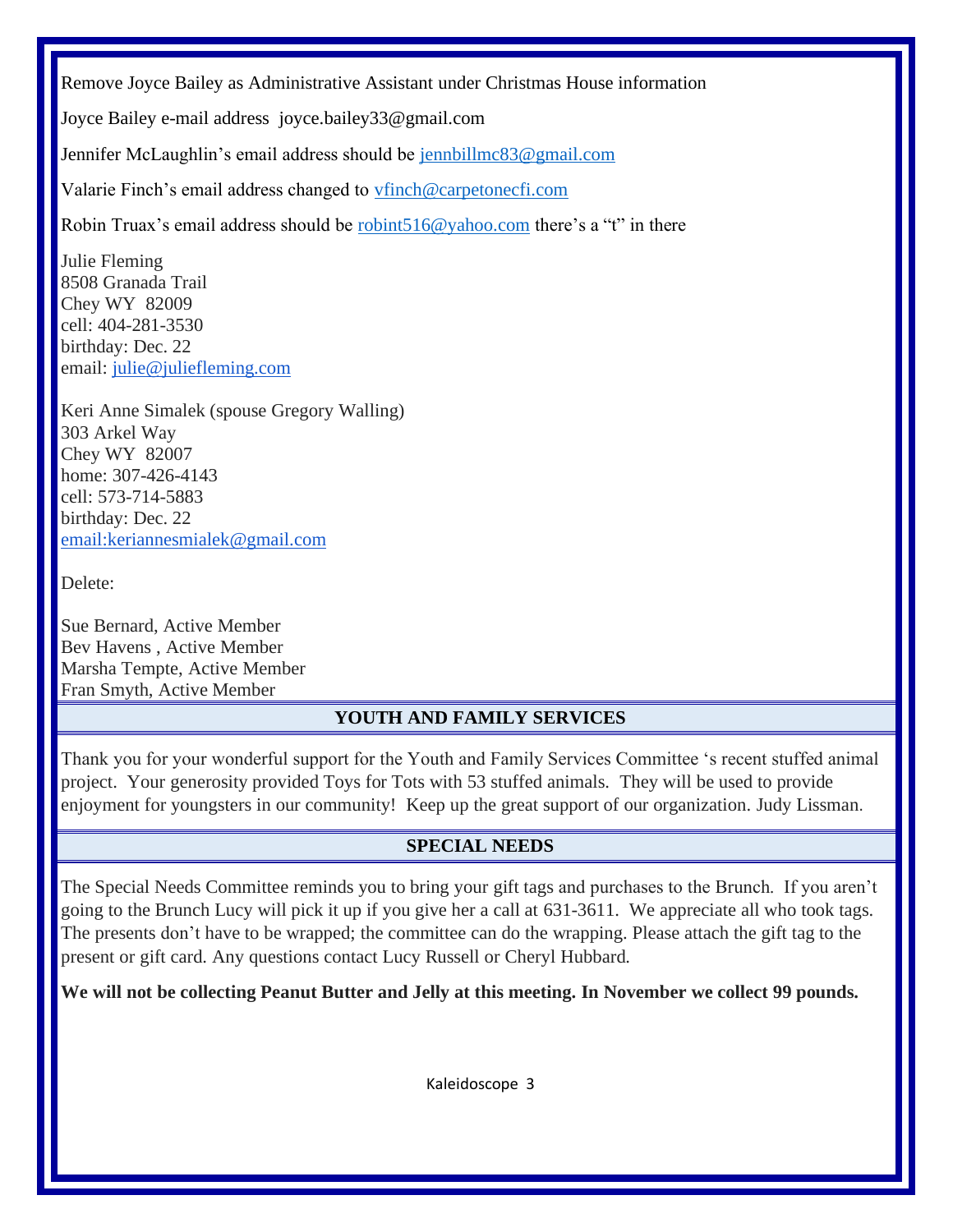Remove Joyce Bailey as Administrative Assistant under Christmas House information

Joyce Bailey e-mail address joyce.bailey33@gmail.com

Jennifer McLaughlin's email address should be jennbillmc83@gmail.com

Valarie Finch's email address changed to vfinch@carpetonecfi.com

Robin Truax's email address should be robint516@yahoo.com there's a "t" in there

Julie Fleming
8508 Granada Trail
Chey WY 82009
cell: 404-281-3530
birthday: Dec. 22
email: julie@juliefleming.com

Keri Anne Simalek (spouse Gregory Walling)
303 Arkel Way
Chey WY 82007
home: 307-426-4143
cell: 573-714-5883
birthday: Dec. 22
email:keriannesmialek@gmail.com

Delete:

Sue Bernard, Active Member
Bev Havens , Active Member
Marsha Tempte, Active Member
Fran Smyth, Active Member

## YOUTH AND FAMILY SERVICES

Thank you for your wonderful support for the Youth and Family Services Committee 's recent stuffed animal project. Your generosity provided Toys for Tots with 53 stuffed animals. They will be used to provide enjoyment for youngsters in our community! Keep up the great support of our organization. Judy Lissman.

## SPECIAL NEEDS

The Special Needs Committee reminds you to bring your gift tags and purchases to the Brunch. If you aren't going to the Brunch Lucy will pick it up if you give her a call at 631-3611. We appreciate all who took tags. The presents don't have to be wrapped; the committee can do the wrapping. Please attach the gift tag to the present or gift card. Any questions contact Lucy Russell or Cheryl Hubbard.

**We will not be collecting Peanut Butter and Jelly at this meeting. In November we collect 99 pounds.**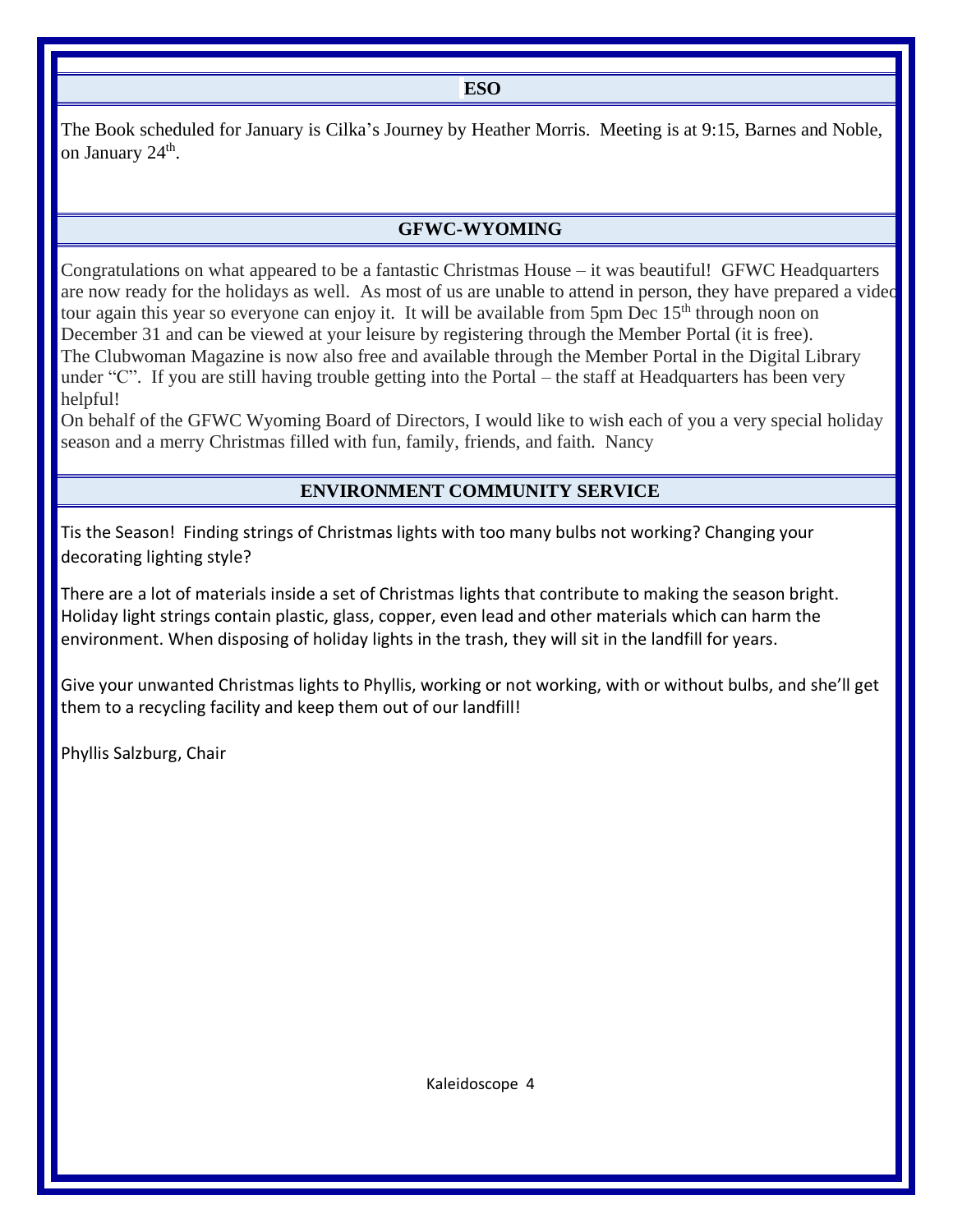## ESO

The Book scheduled for January is Cilka's Journey by Heather Morris. Meeting is at 9:15, Barnes and Noble, on January 24th.

## GFWC-WYOMING

Congratulations on what appeared to be a fantastic Christmas House – it was beautiful! GFWC Headquarters are now ready for the holidays as well. As most of us are unable to attend in person, they have prepared a video tour again this year so everyone can enjoy it. It will be available from 5pm Dec 15th through noon on December 31 and can be viewed at your leisure by registering through the Member Portal (it is free). The Clubwoman Magazine is now also free and available through the Member Portal in the Digital Library under "C". If you are still having trouble getting into the Portal – the staff at Headquarters has been very helpful!

On behalf of the GFWC Wyoming Board of Directors, I would like to wish each of you a very special holiday season and a merry Christmas filled with fun, family, friends, and faith. Nancy

## ENVIRONMENT COMMUNITY SERVICE

Tis the Season! Finding strings of Christmas lights with too many bulbs not working? Changing your decorating lighting style?

There are a lot of materials inside a set of Christmas lights that contribute to making the season bright. Holiday light strings contain plastic, glass, copper, even lead and other materials which can harm the environment. When disposing of holiday lights in the trash, they will sit in the landfill for years.

Give your unwanted Christmas lights to Phyllis, working or not working, with or without bulbs, and she'll get them to a recycling facility and keep them out of our landfill!

Phyllis Salzburg, Chair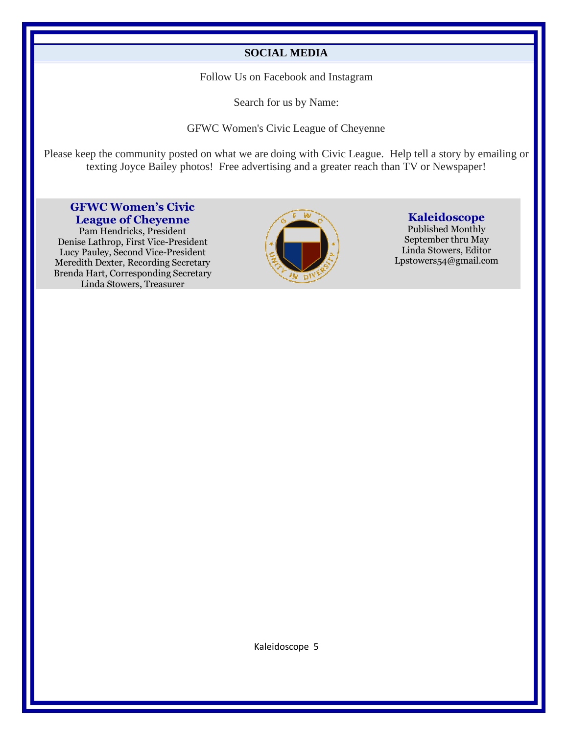## SOCIAL MEDIA

Follow Us on Facebook and Instagram

Search for us by Name:

GFWC Women's Civic League of Cheyenne

Please keep the community posted on what we are doing with Civic League. Help tell a story by emailing or texting Joyce Bailey photos! Free advertising and a greater reach than TV or Newspaper!

**GFWC Women's Civic League of Cheyenne**

Pam Hendricks, President
Denise Lathrop, First Vice-President
Lucy Pauley, Second Vice-President
Meredith Dexter, Recording Secretary
Brenda Hart, Corresponding Secretary
Linda Stowers, Treasurer

**Kaleidoscope**

Published Monthly
September thru May
Linda Stowers, Editor
Lpstowers54@gmail.com